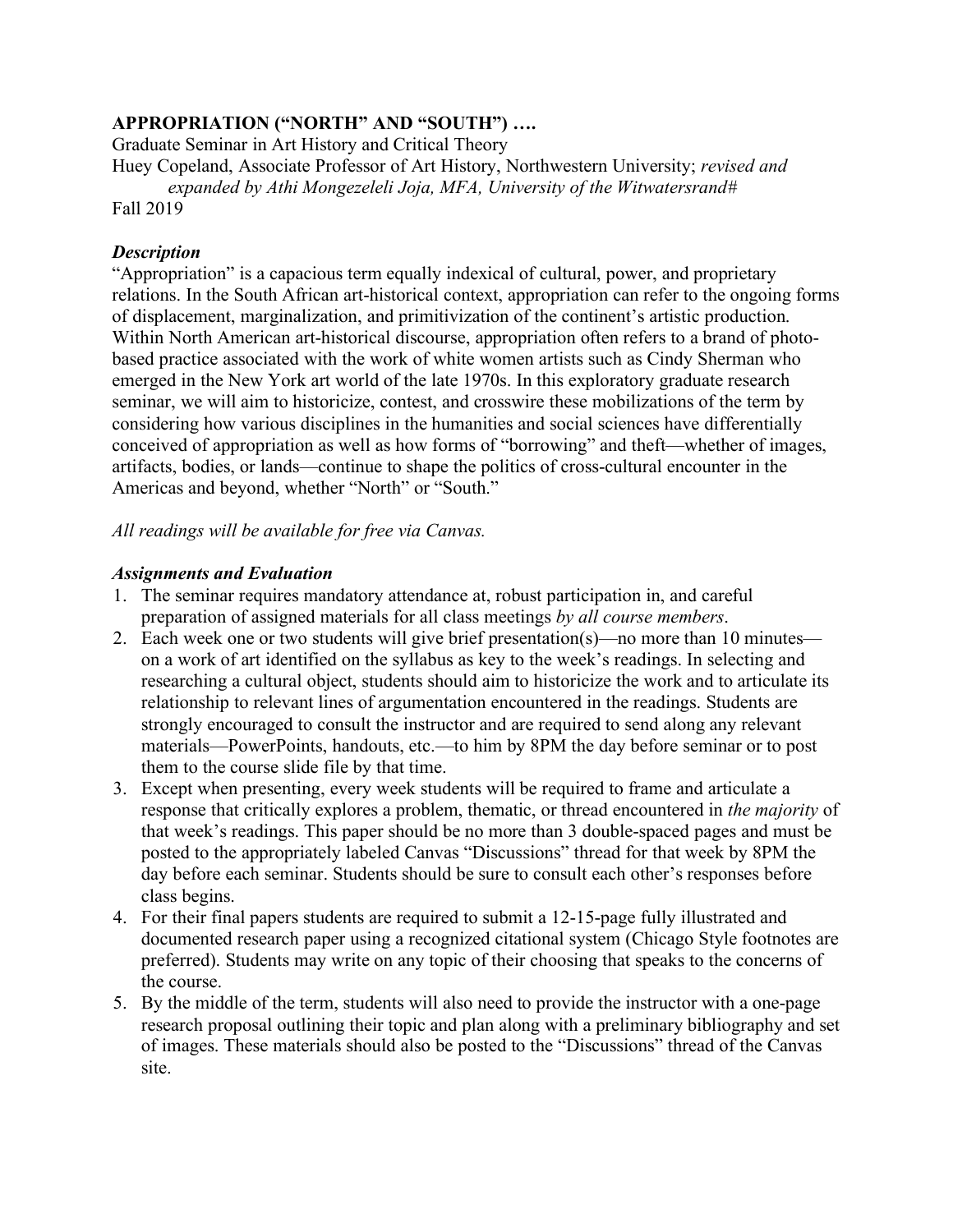# APPROPRIATION ("NORTH" AND "SOUTH") ….

Graduate Seminar in Art History and Critical Theory

Huey Copeland, Associate Professor of Art History, Northwestern University; *revised and expanded by Athi Mongezeleli Joja, MFA, University of the Witwatersrand#*

Fall 2019

### *Description*

"Appropriation" is a capacious term equally indexical of cultural, power, and proprietary relations. In the South African art-historical context, appropriation can refer to the ongoing forms of displacement, marginalization, and primitivization of the continent's artistic production. Within North American art-historical discourse, appropriation often refers to a brand of photo-based practice associated with the work of white women artists such as Cindy Sherman who emerged in the New York art world of the late 1970s. In this exploratory graduate research seminar, we will aim to historicize, contest, and crosswire these mobilizations of the term by considering how various disciplines in the humanities and social sciences have differentially conceived of appropriation as well as how forms of "borrowing" and theft—whether of images, artifacts, bodies, or lands—continue to shape the politics of cross-cultural encounter in the Americas and beyond, whether "North" or "South."

*All readings will be available for free via Canvas.*

### *Assignments and Evaluation*

1. The seminar requires mandatory attendance at, robust participation in, and careful preparation of assigned materials for all class meetings *by all course members*.
2. Each week one or two students will give brief presentation(s)—no more than 10 minutes—on a work of art identified on the syllabus as key to the week's readings. In selecting and researching a cultural object, students should aim to historicize the work and to articulate its relationship to relevant lines of argumentation encountered in the readings. Students are strongly encouraged to consult the instructor and are required to send along any relevant materials—PowerPoints, handouts, etc.—to him by 8PM the day before seminar or to post them to the course slide file by that time.
3. Except when presenting, every week students will be required to frame and articulate a response that critically explores a problem, thematic, or thread encountered in *the majority* of that week's readings. This paper should be no more than 3 double-spaced pages and must be posted to the appropriately labeled Canvas "Discussions" thread for that week by 8PM the day before each seminar. Students should be sure to consult each other's responses before class begins.
4. For their final papers students are required to submit a 12-15-page fully illustrated and documented research paper using a recognized citational system (Chicago Style footnotes are preferred). Students may write on any topic of their choosing that speaks to the concerns of the course.
5. By the middle of the term, students will also need to provide the instructor with a one-page research proposal outlining their topic and plan along with a preliminary bibliography and set of images. These materials should also be posted to the "Discussions" thread of the Canvas site.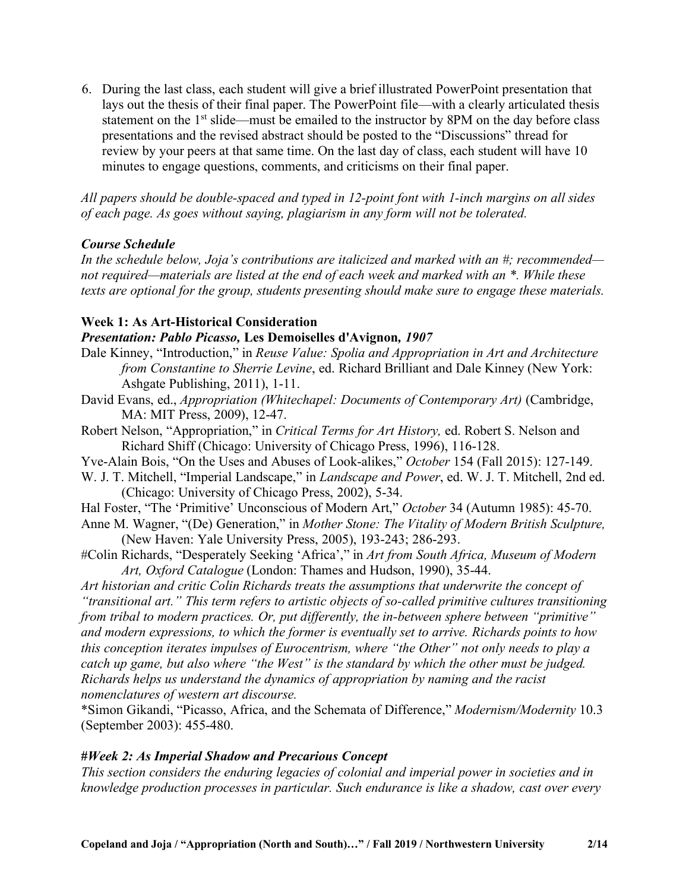6. During the last class, each student will give a brief illustrated PowerPoint presentation that lays out the thesis of their final paper. The PowerPoint file—with a clearly articulated thesis statement on the 1st slide—must be emailed to the instructor by 8PM on the day before class presentations and the revised abstract should be posted to the "Discussions" thread for review by your peers at that same time. On the last day of class, each student will have 10 minutes to engage questions, comments, and criticisms on their final paper.

*All papers should be double-spaced and typed in 12-point font with 1-inch margins on all sides of each page. As goes without saying, plagiarism in any form will not be tolerated.*

### *Course Schedule*

*In the schedule below, Joja's contributions are italicized and marked with an #; recommended—not required—materials are listed at the end of each week and marked with an *. While these texts are optional for the group, students presenting should make sure to engage these materials.*

#### Week 1: As Art-Historical Consideration

***Presentation: Pablo Picasso,* Les Demoiselles d'Avignon*, 1907***

Dale Kinney, "Introduction," in *Reuse Value: Spolia and Appropriation in Art and Architecture from Constantine to Sherrie Levine*, ed. Richard Brilliant and Dale Kinney (New York: Ashgate Publishing, 2011), 1-11.

David Evans, ed., *Appropriation (Whitechapel: Documents of Contemporary Art)* (Cambridge, MA: MIT Press, 2009), 12-47.

Robert Nelson, "Appropriation," in *Critical Terms for Art History,* ed. Robert S. Nelson and Richard Shiff (Chicago: University of Chicago Press, 1996), 116-128.

Yve-Alain Bois, "On the Uses and Abuses of Look-alikes," *October* 154 (Fall 2015): 127-149.

W. J. T. Mitchell, "Imperial Landscape," in *Landscape and Power*, ed. W. J. T. Mitchell, 2nd ed. (Chicago: University of Chicago Press, 2002), 5-34.

Hal Foster, "The 'Primitive' Unconscious of Modern Art," *October* 34 (Autumn 1985): 45-70.

Anne M. Wagner, "(De) Generation," in *Mother Stone: The Vitality of Modern British Sculpture,* (New Haven: Yale University Press, 2005), 193-243; 286-293.

#Colin Richards, "Desperately Seeking 'Africa'," in *Art from South Africa, Museum of Modern Art, Oxford Catalogue* (London: Thames and Hudson, 1990), 35-44.

*Art historian and critic Colin Richards treats the assumptions that underwrite the concept of "transitional art." This term refers to artistic objects of so-called primitive cultures transitioning from tribal to modern practices. Or, put differently, the in-between sphere between "primitive" and modern expressions, to which the former is eventually set to arrive. Richards points to how this conception iterates impulses of Eurocentrism, where "the Other" not only needs to play a catch up game, but also where "the West" is the standard by which the other must be judged. Richards helps us understand the dynamics of appropriation by naming and the racist nomenclatures of western art discourse.*

*Simon Gikandi, "Picasso, Africa, and the Schemata of Difference," *Modernism/Modernity* 10.3 (September 2003): 455-480.

#### *#Week 2: As Imperial Shadow and Precarious Concept*

*This section considers the enduring legacies of colonial and imperial power in societies and in knowledge production processes in particular. Such endurance is like a shadow, cast over every*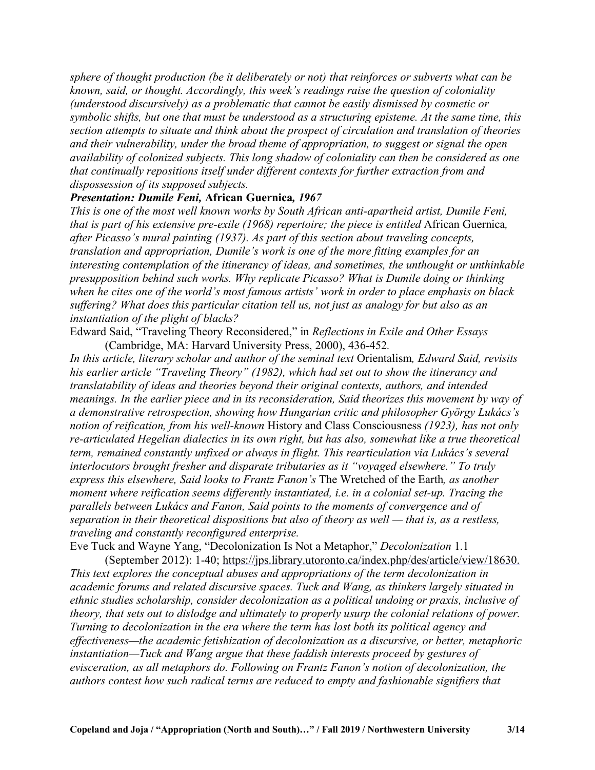*sphere of thought production (be it deliberately or not) that reinforces or subverts what can be known, said, or thought. Accordingly, this week's readings raise the question of coloniality (understood discursively) as a problematic that cannot be easily dismissed by cosmetic or symbolic shifts, but one that must be understood as a structuring episteme. At the same time, this section attempts to situate and think about the prospect of circulation and translation of theories and their vulnerability, under the broad theme of appropriation, to suggest or signal the open availability of colonized subjects. This long shadow of coloniality can then be considered as one that continually repositions itself under different contexts for further extraction from and dispossession of its supposed subjects.*

***Presentation: Dumile Feni,* African Guernica*, 1967***

*This is one of the most well known works by South African anti-apartheid artist, Dumile Feni, that is part of his extensive pre-exile (1968) repertoire; the piece is entitled* African Guernica*, after Picasso's mural painting (1937). As part of this section about traveling concepts, translation and appropriation, Dumile's work is one of the more fitting examples for an interesting contemplation of the itinerancy of ideas, and sometimes, the unthought or unthinkable presupposition behind such works. Why replicate Picasso? What is Dumile doing or thinking when he cites one of the world's most famous artists' work in order to place emphasis on black suffering? What does this particular citation tell us, not just as analogy for but also as an instantiation of the plight of blacks?*

Edward Said, "Traveling Theory Reconsidered," in *Reflections in Exile and Other Essays* (Cambridge, MA: Harvard University Press, 2000), 436-452.

*In this article, literary scholar and author of the seminal text* Orientalism*, Edward Said, revisits his earlier article "Traveling Theory" (1982), which had set out to show the itinerancy and translatability of ideas and theories beyond their original contexts, authors, and intended meanings. In the earlier piece and in its reconsideration, Said theorizes this movement by way of a demonstrative retrospection, showing how Hungarian critic and philosopher György Lukács's notion of reification, from his well-known* History and Class Consciousness *(1923), has not only re-articulated Hegelian dialectics in its own right, but has also, somewhat like a true theoretical term, remained constantly unfixed or always in flight. This rearticulation via Lukács's several interlocutors brought fresher and disparate tributaries as it "voyaged elsewhere." To truly express this elsewhere, Said looks to Frantz Fanon's* The Wretched of the Earth*, as another moment where reification seems differently instantiated, i.e. in a colonial set-up. Tracing the parallels between Lukács and Fanon, Said points to the moments of convergence and of separation in their theoretical dispositions but also of theory as well — that is, as a restless, traveling and constantly reconfigured enterprise.*

Eve Tuck and Wayne Yang, "Decolonization Is Not a Metaphor," *Decolonization* 1.1 (September 2012): 1-40; https://jps.library.utoronto.ca/index.php/des/article/view/18630.

*This text explores the conceptual abuses and appropriations of the term decolonization in academic forums and related discursive spaces. Tuck and Wang, as thinkers largely situated in ethnic studies scholarship, consider decolonization as a political undoing or praxis, inclusive of theory, that sets out to dislodge and ultimately to properly usurp the colonial relations of power. Turning to decolonization in the era where the term has lost both its political agency and effectiveness—the academic fetishization of decolonization as a discursive, or better, metaphoric instantiation—Tuck and Wang argue that these faddish interests proceed by gestures of evisceration, as all metaphors do. Following on Frantz Fanon's notion of decolonization, the authors contest how such radical terms are reduced to empty and fashionable signifiers that*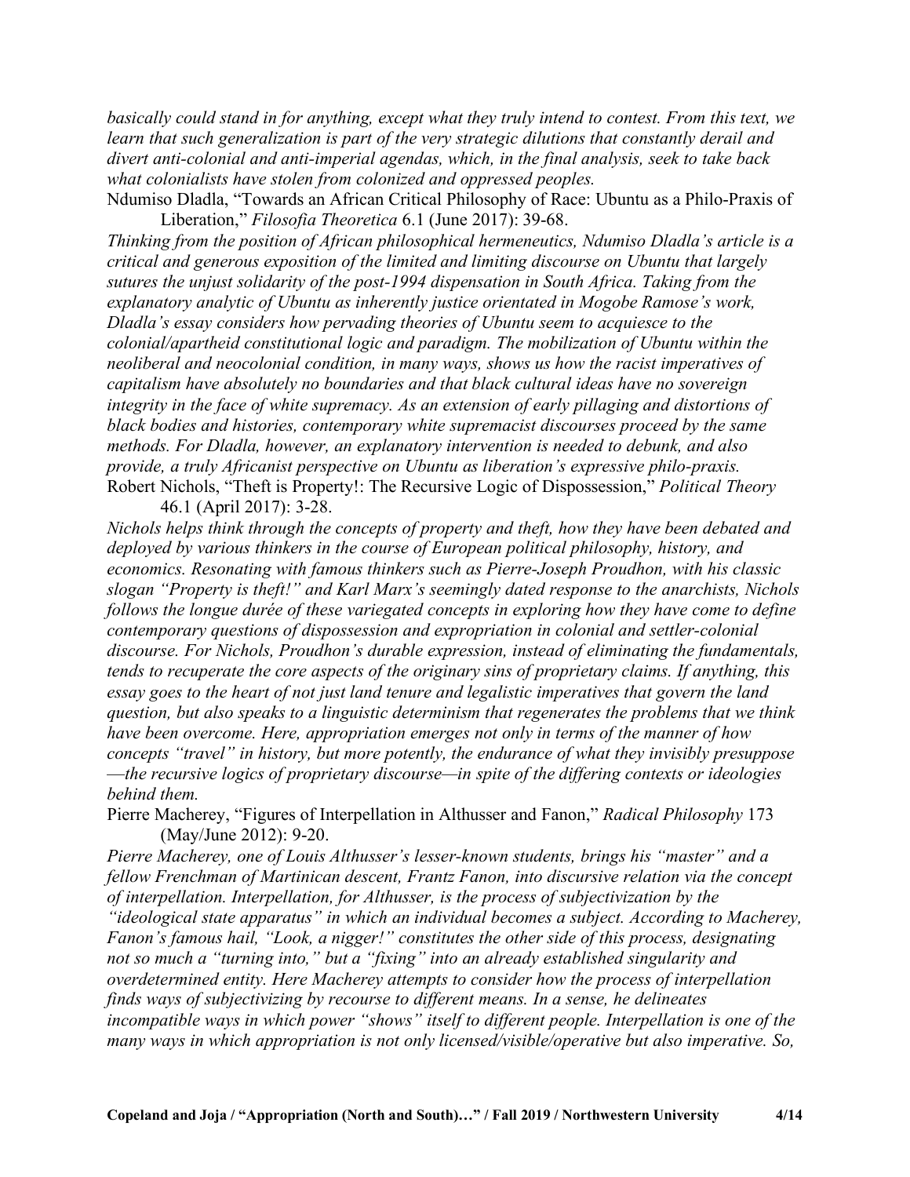*basically could stand in for anything, except what they truly intend to contest. From this text, we learn that such generalization is part of the very strategic dilutions that constantly derail and divert anti-colonial and anti-imperial agendas, which, in the final analysis, seek to take back what colonialists have stolen from colonized and oppressed peoples.*

Ndumiso Dladla, "Towards an African Critical Philosophy of Race: Ubuntu as a Philo-Praxis of Liberation," *Filosofia Theoretica* 6.1 (June 2017): 39-68.

*Thinking from the position of African philosophical hermeneutics, Ndumiso Dladla's article is a critical and generous exposition of the limited and limiting discourse on Ubuntu that largely sutures the unjust solidarity of the post-1994 dispensation in South Africa. Taking from the explanatory analytic of Ubuntu as inherently justice orientated in Mogobe Ramose's work, Dladla's essay considers how pervading theories of Ubuntu seem to acquiesce to the colonial/apartheid constitutional logic and paradigm. The mobilization of Ubuntu within the neoliberal and neocolonial condition, in many ways, shows us how the racist imperatives of capitalism have absolutely no boundaries and that black cultural ideas have no sovereign integrity in the face of white supremacy. As an extension of early pillaging and distortions of black bodies and histories, contemporary white supremacist discourses proceed by the same methods. For Dladla, however, an explanatory intervention is needed to debunk, and also provide, a truly Africanist perspective on Ubuntu as liberation's expressive philo-praxis.*

Robert Nichols, "Theft is Property!: The Recursive Logic of Dispossession," *Political Theory* 46.1 (April 2017): 3-28.

*Nichols helps think through the concepts of property and theft, how they have been debated and deployed by various thinkers in the course of European political philosophy, history, and economics. Resonating with famous thinkers such as Pierre-Joseph Proudhon, with his classic slogan "Property is theft!" and Karl Marx's seemingly dated response to the anarchists, Nichols follows the longue durée of these variegated concepts in exploring how they have come to define contemporary questions of dispossession and expropriation in colonial and settler-colonial discourse. For Nichols, Proudhon's durable expression, instead of eliminating the fundamentals, tends to recuperate the core aspects of the originary sins of proprietary claims. If anything, this essay goes to the heart of not just land tenure and legalistic imperatives that govern the land question, but also speaks to a linguistic determinism that regenerates the problems that we think have been overcome. Here, appropriation emerges not only in terms of the manner of how concepts "travel" in history, but more potently, the endurance of what they invisibly presuppose —the recursive logics of proprietary discourse—in spite of the differing contexts or ideologies behind them.*

Pierre Macherey, "Figures of Interpellation in Althusser and Fanon," *Radical Philosophy* 173 (May/June 2012): 9-20.

*Pierre Macherey, one of Louis Althusser's lesser-known students, brings his "master" and a fellow Frenchman of Martinican descent, Frantz Fanon, into discursive relation via the concept of interpellation. Interpellation, for Althusser, is the process of subjectivization by the "ideological state apparatus" in which an individual becomes a subject. According to Macherey, Fanon's famous hail, "Look, a nigger!" constitutes the other side of this process, designating not so much a "turning into," but a "fixing" into an already established singularity and overdetermined entity. Here Macherey attempts to consider how the process of interpellation finds ways of subjectivizing by recourse to different means. In a sense, he delineates incompatible ways in which power "shows" itself to different people. Interpellation is one of the many ways in which appropriation is not only licensed/visible/operative but also imperative. So,*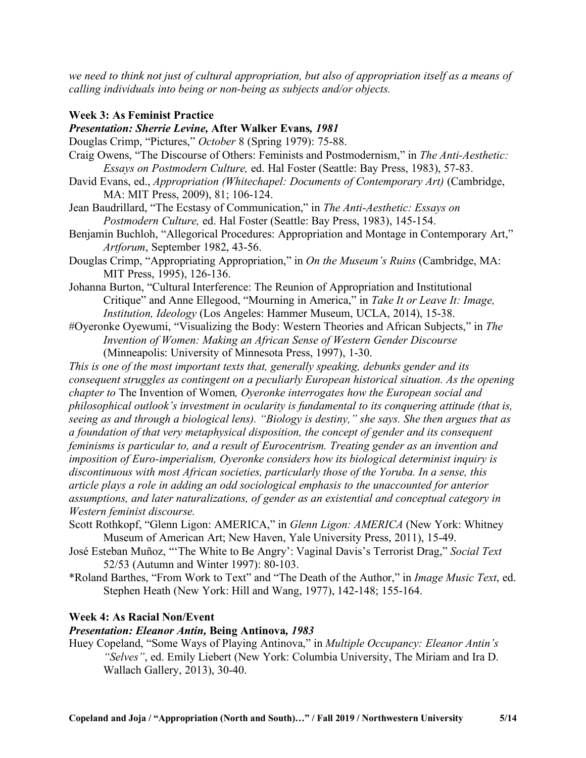*we need to think not just of cultural appropriation, but also of appropriation itself as a means of calling individuals into being or non-being as subjects and/or objects.*

### Week 3: As Feminist Practice

***Presentation: Sherrie Levine,* After Walker Evans*, 1981***

Douglas Crimp, "Pictures," *October* 8 (Spring 1979): 75-88.

Craig Owens, "The Discourse of Others: Feminists and Postmodernism," in *The Anti-Aesthetic: Essays on Postmodern Culture,* ed. Hal Foster (Seattle: Bay Press, 1983), 57-83.

David Evans, ed., *Appropriation (Whitechapel: Documents of Contemporary Art)* (Cambridge, MA: MIT Press, 2009), 81; 106-124.

Jean Baudrillard, "The Ecstasy of Communication," in *The Anti-Aesthetic: Essays on Postmodern Culture,* ed. Hal Foster (Seattle: Bay Press, 1983), 145-154.

Benjamin Buchloh, "Allegorical Procedures: Appropriation and Montage in Contemporary Art," *Artforum*, September 1982, 43-56.

Douglas Crimp, "Appropriating Appropriation," in *On the Museum's Ruins* (Cambridge, MA: MIT Press, 1995), 126-136.

Johanna Burton, "Cultural Interference: The Reunion of Appropriation and Institutional Critique" and Anne Ellegood, "Mourning in America," in *Take It or Leave It: Image, Institution, Ideology* (Los Angeles: Hammer Museum, UCLA, 2014), 15-38.

#Oyeronke Oyewumi, "Visualizing the Body: Western Theories and African Subjects," in *The Invention of Women: Making an African Sense of Western Gender Discourse* (Minneapolis: University of Minnesota Press, 1997), 1-30.

*This is one of the most important texts that, generally speaking, debunks gender and its consequent struggles as contingent on a peculiarly European historical situation. As the opening chapter to* The Invention of Women*, Oyeronke interrogates how the European social and philosophical outlook's investment in ocularity is fundamental to its conquering attitude (that is, seeing as and through a biological lens). "Biology is destiny," she says. She then argues that as a foundation of that very metaphysical disposition, the concept of gender and its consequent feminisms is particular to, and a result of Eurocentrism. Treating gender as an invention and imposition of Euro-imperialism, Oyeronke considers how its biological determinist inquiry is discontinuous with most African societies, particularly those of the Yoruba. In a sense, this article plays a role in adding an odd sociological emphasis to the unaccounted for anterior assumptions, and later naturalizations, of gender as an existential and conceptual category in Western feminist discourse.*

Scott Rothkopf, "Glenn Ligon: AMERICA," in *Glenn Ligon: AMERICA* (New York: Whitney Museum of American Art; New Haven, Yale University Press, 2011), 15-49.

José Esteban Muñoz, "'The White to Be Angry': Vaginal Davis's Terrorist Drag," *Social Text* 52/53 (Autumn and Winter 1997): 80-103.

*Roland Barthes, "From Work to Text" and "The Death of the Author," in *Image Music Text*, ed. Stephen Heath (New York: Hill and Wang, 1977), 142-148; 155-164.

### Week 4: As Racial Non/Event

***Presentation: Eleanor Antin,* Being Antinova*, 1983***

Huey Copeland, "Some Ways of Playing Antinova," in *Multiple Occupancy: Eleanor Antin's "Selves"*, ed. Emily Liebert (New York: Columbia University, The Miriam and Ira D. Wallach Gallery, 2013), 30-40.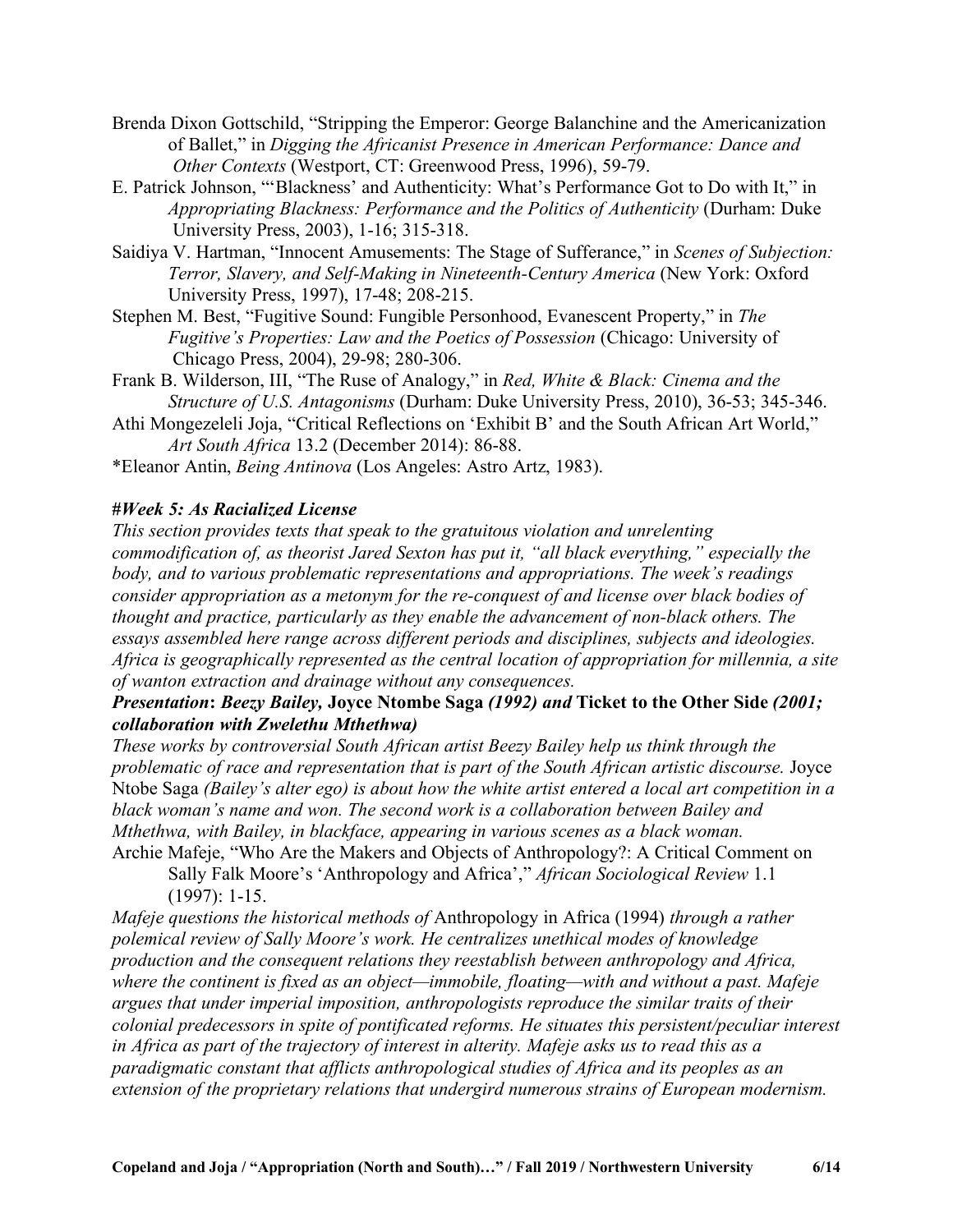Brenda Dixon Gottschild, "Stripping the Emperor: George Balanchine and the Americanization of Ballet," in *Digging the Africanist Presence in American Performance: Dance and Other Contexts* (Westport, CT: Greenwood Press, 1996), 59-79.

E. Patrick Johnson, "'Blackness' and Authenticity: What's Performance Got to Do with It," in *Appropriating Blackness: Performance and the Politics of Authenticity* (Durham: Duke University Press, 2003), 1-16; 315-318.

Saidiya V. Hartman, "Innocent Amusements: The Stage of Sufferance," in *Scenes of Subjection: Terror, Slavery, and Self-Making in Nineteenth-Century America* (New York: Oxford University Press, 1997), 17-48; 208-215.

Stephen M. Best, "Fugitive Sound: Fungible Personhood, Evanescent Property," in *The Fugitive's Properties: Law and the Poetics of Possession* (Chicago: University of Chicago Press, 2004), 29-98; 280-306.

Frank B. Wilderson, III, "The Ruse of Analogy," in *Red, White & Black: Cinema and the Structure of U.S. Antagonisms* (Durham: Duke University Press, 2010), 36-53; 345-346.

Athi Mongezeleli Joja, "Critical Reflections on 'Exhibit B' and the South African Art World," *Art South Africa* 13.2 (December 2014): 86-88.

*Eleanor Antin, *Being Antinova* (Los Angeles: Astro Artz, 1983).

***#Week 5: As Racialized License***

*This section provides texts that speak to the gratuitous violation and unrelenting commodification of, as theorist Jared Sexton has put it, "all black everything," especially the body, and to various problematic representations and appropriations. The week's readings consider appropriation as a metonym for the re-conquest of and license over black bodies of thought and practice, particularly as they enable the advancement of non-black others. The essays assembled here range across different periods and disciplines, subjects and ideologies. Africa is geographically represented as the central location of appropriation for millennia, a site of wanton extraction and drainage without any consequences.*

***Presentation*: *Beezy Bailey,* Joyce Ntombe Saga *(1992) and* Ticket to the Other Side *(2001; collaboration with Zwelethu Mthethwa)***

*These works by controversial South African artist Beezy Bailey help us think through the problematic of race and representation that is part of the South African artistic discourse.* Joyce Ntobe Saga *(Bailey's alter ego) is about how the white artist entered a local art competition in a black woman's name and won. The second work is a collaboration between Bailey and Mthethwa, with Bailey, in blackface, appearing in various scenes as a black woman.*

Archie Mafeje, "Who Are the Makers and Objects of Anthropology?: A Critical Comment on Sally Falk Moore's 'Anthropology and Africa'," *African Sociological Review* 1.1 (1997): 1-15.

*Mafeje questions the historical methods of* Anthropology in Africa (1994) *through a rather polemical review of Sally Moore's work. He centralizes unethical modes of knowledge production and the consequent relations they reestablish between anthropology and Africa, where the continent is fixed as an object—immobile, floating—with and without a past. Mafeje argues that under imperial imposition, anthropologists reproduce the similar traits of their colonial predecessors in spite of pontificated reforms. He situates this persistent/peculiar interest in Africa as part of the trajectory of interest in alterity. Mafeje asks us to read this as a paradigmatic constant that afflicts anthropological studies of Africa and its peoples as an extension of the proprietary relations that undergird numerous strains of European modernism.*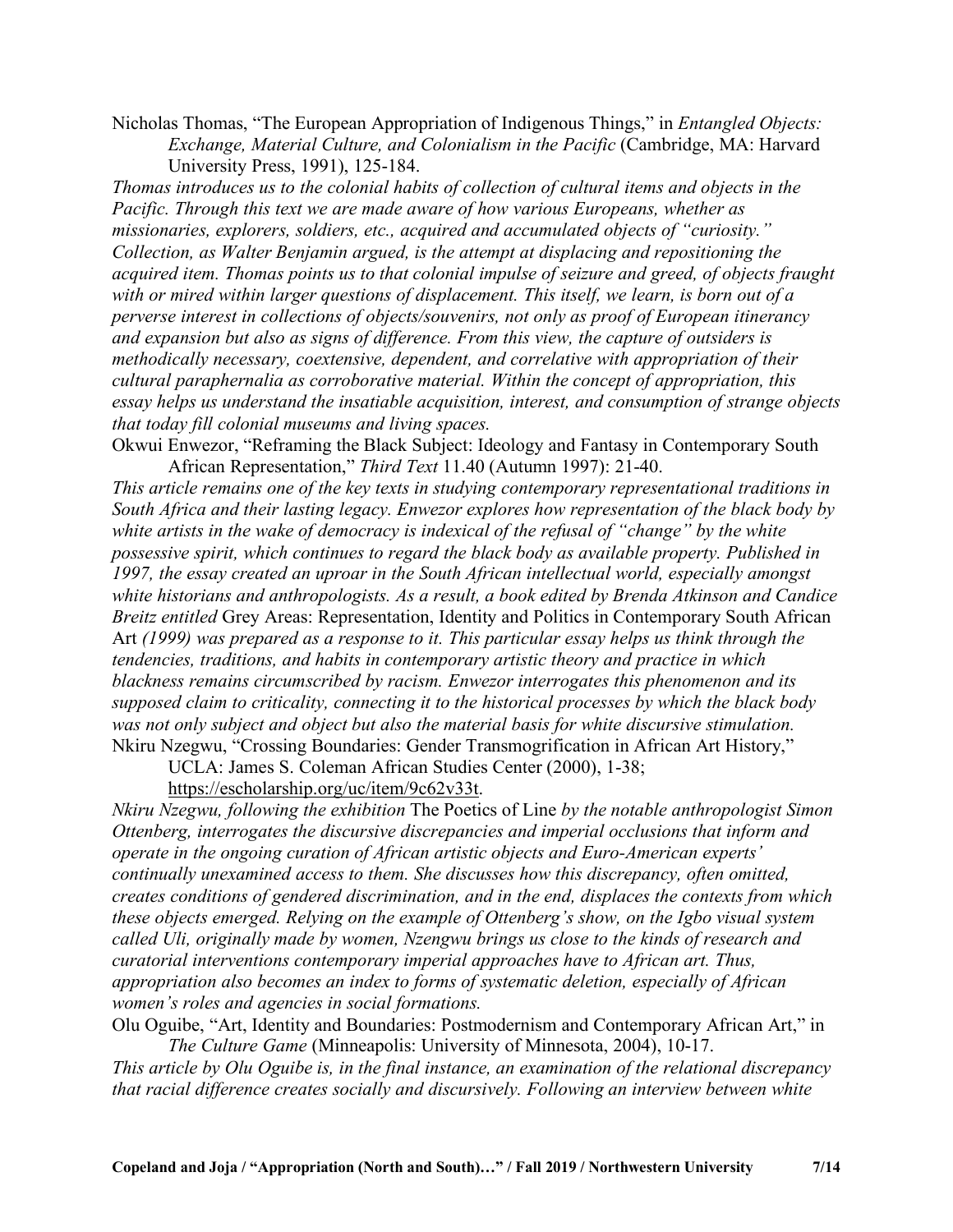Nicholas Thomas, "The European Appropriation of Indigenous Things," in *Entangled Objects: Exchange, Material Culture, and Colonialism in the Pacific* (Cambridge, MA: Harvard University Press, 1991), 125-184.

*Thomas introduces us to the colonial habits of collection of cultural items and objects in the Pacific. Through this text we are made aware of how various Europeans, whether as missionaries, explorers, soldiers, etc., acquired and accumulated objects of "curiosity." Collection, as Walter Benjamin argued, is the attempt at displacing and repositioning the acquired item. Thomas points us to that colonial impulse of seizure and greed, of objects fraught with or mired within larger questions of displacement. This itself, we learn, is born out of a perverse interest in collections of objects/souvenirs, not only as proof of European itinerancy and expansion but also as signs of difference. From this view, the capture of outsiders is methodically necessary, coextensive, dependent, and correlative with appropriation of their cultural paraphernalia as corroborative material. Within the concept of appropriation, this essay helps us understand the insatiable acquisition, interest, and consumption of strange objects that today fill colonial museums and living spaces.*

Okwui Enwezor, "Reframing the Black Subject: Ideology and Fantasy in Contemporary South African Representation," *Third Text* 11.40 (Autumn 1997): 21-40.

*This article remains one of the key texts in studying contemporary representational traditions in South Africa and their lasting legacy. Enwezor explores how representation of the black body by white artists in the wake of democracy is indexical of the refusal of "change" by the white possessive spirit, which continues to regard the black body as available property. Published in 1997, the essay created an uproar in the South African intellectual world, especially amongst white historians and anthropologists. As a result, a book edited by Brenda Atkinson and Candice Breitz entitled* Grey Areas: Representation, Identity and Politics in Contemporary South African Art *(1999) was prepared as a response to it. This particular essay helps us think through the tendencies, traditions, and habits in contemporary artistic theory and practice in which blackness remains circumscribed by racism. Enwezor interrogates this phenomenon and its supposed claim to criticality, connecting it to the historical processes by which the black body was not only subject and object but also the material basis for white discursive stimulation.*

Nkiru Nzegwu, "Crossing Boundaries: Gender Transmogrification in African Art History," UCLA: James S. Coleman African Studies Center (2000), 1-38; https://escholarship.org/uc/item/9c62v33t.

*Nkiru Nzegwu, following the exhibition* The Poetics of Line *by the notable anthropologist Simon Ottenberg, interrogates the discursive discrepancies and imperial occlusions that inform and operate in the ongoing curation of African artistic objects and Euro-American experts' continually unexamined access to them. She discusses how this discrepancy, often omitted, creates conditions of gendered discrimination, and in the end, displaces the contexts from which these objects emerged. Relying on the example of Ottenberg's show, on the Igbo visual system called Uli, originally made by women, Nzengwu brings us close to the kinds of research and curatorial interventions contemporary imperial approaches have to African art. Thus, appropriation also becomes an index to forms of systematic deletion, especially of African women's roles and agencies in social formations.*

Olu Oguibe, "Art, Identity and Boundaries: Postmodernism and Contemporary African Art," in *The Culture Game* (Minneapolis: University of Minnesota, 2004), 10-17.

*This article by Olu Oguibe is, in the final instance, an examination of the relational discrepancy that racial difference creates socially and discursively. Following an interview between white*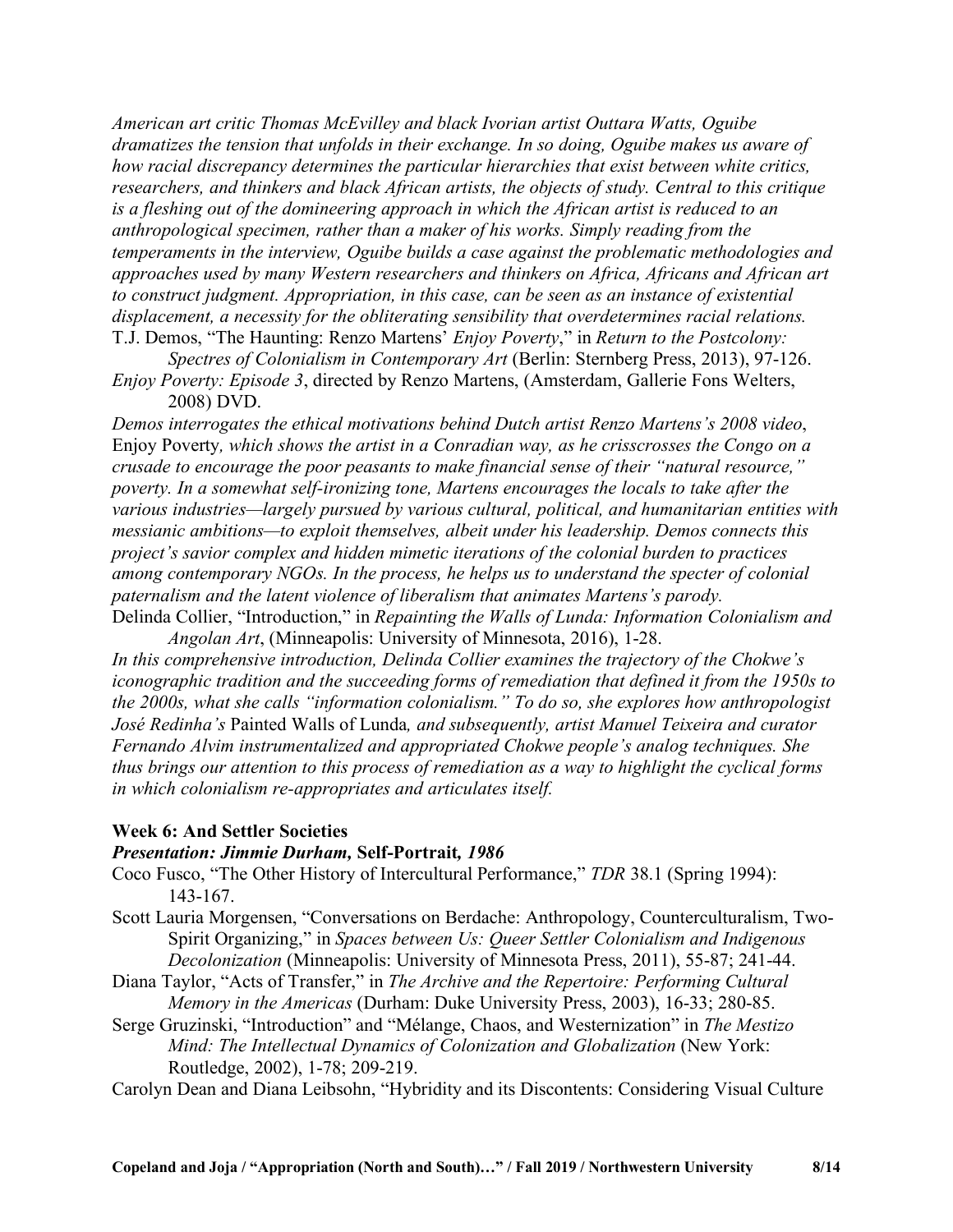*American art critic Thomas McEvilley and black Ivorian artist Outtara Watts, Oguibe dramatizes the tension that unfolds in their exchange. In so doing, Oguibe makes us aware of how racial discrepancy determines the particular hierarchies that exist between white critics, researchers, and thinkers and black African artists, the objects of study. Central to this critique is a fleshing out of the domineering approach in which the African artist is reduced to an anthropological specimen, rather than a maker of his works. Simply reading from the temperaments in the interview, Oguibe builds a case against the problematic methodologies and approaches used by many Western researchers and thinkers on Africa, Africans and African art to construct judgment. Appropriation, in this case, can be seen as an instance of existential displacement, a necessity for the obliterating sensibility that overdetermines racial relations.*

T.J. Demos, "The Haunting: Renzo Martens' *Enjoy Poverty*," in *Return to the Postcolony: Spectres of Colonialism in Contemporary Art* (Berlin: Sternberg Press, 2013), 97-126.

*Enjoy Poverty: Episode 3*, directed by Renzo Martens, (Amsterdam, Gallerie Fons Welters, 2008) DVD.

*Demos interrogates the ethical motivations behind Dutch artist Renzo Martens's 2008 video*, Enjoy Poverty*, which shows the artist in a Conradian way, as he crisscrosses the Congo on a crusade to encourage the poor peasants to make financial sense of their "natural resource," poverty. In a somewhat self-ironizing tone, Martens encourages the locals to take after the various industries—largely pursued by various cultural, political, and humanitarian entities with messianic ambitions—to exploit themselves, albeit under his leadership. Demos connects this project's savior complex and hidden mimetic iterations of the colonial burden to practices among contemporary NGOs. In the process, he helps us to understand the specter of colonial paternalism and the latent violence of liberalism that animates Martens's parody.*

Delinda Collier, "Introduction," in *Repainting the Walls of Lunda: Information Colonialism and Angolan Art*, (Minneapolis: University of Minnesota, 2016), 1-28.

*In this comprehensive introduction, Delinda Collier examines the trajectory of the Chokwe's iconographic tradition and the succeeding forms of remediation that defined it from the 1950s to the 2000s, what she calls "information colonialism." To do so, she explores how anthropologist José Redinha's* Painted Walls of Lunda*, and subsequently, artist Manuel Teixeira and curator Fernando Alvim instrumentalized and appropriated Chokwe people's analog techniques. She thus brings our attention to this process of remediation as a way to highlight the cyclical forms in which colonialism re-appropriates and articulates itself.*

### Week 6: And Settler Societies

***Presentation: Jimmie Durham,* Self-Portrait*, 1986***

Coco Fusco, "The Other History of Intercultural Performance," *TDR* 38.1 (Spring 1994): 143-167.

Scott Lauria Morgensen, "Conversations on Berdache: Anthropology, Counterculturalism, Two-Spirit Organizing," in *Spaces between Us: Queer Settler Colonialism and Indigenous Decolonization* (Minneapolis: University of Minnesota Press, 2011), 55-87; 241-44.

Diana Taylor, "Acts of Transfer," in *The Archive and the Repertoire: Performing Cultural Memory in the Americas* (Durham: Duke University Press, 2003), 16-33; 280-85.

Serge Gruzinski, "Introduction" and "Mélange, Chaos, and Westernization" in *The Mestizo Mind: The Intellectual Dynamics of Colonization and Globalization* (New York: Routledge, 2002), 1-78; 209-219.

Carolyn Dean and Diana Leibsohn, "Hybridity and its Discontents: Considering Visual Culture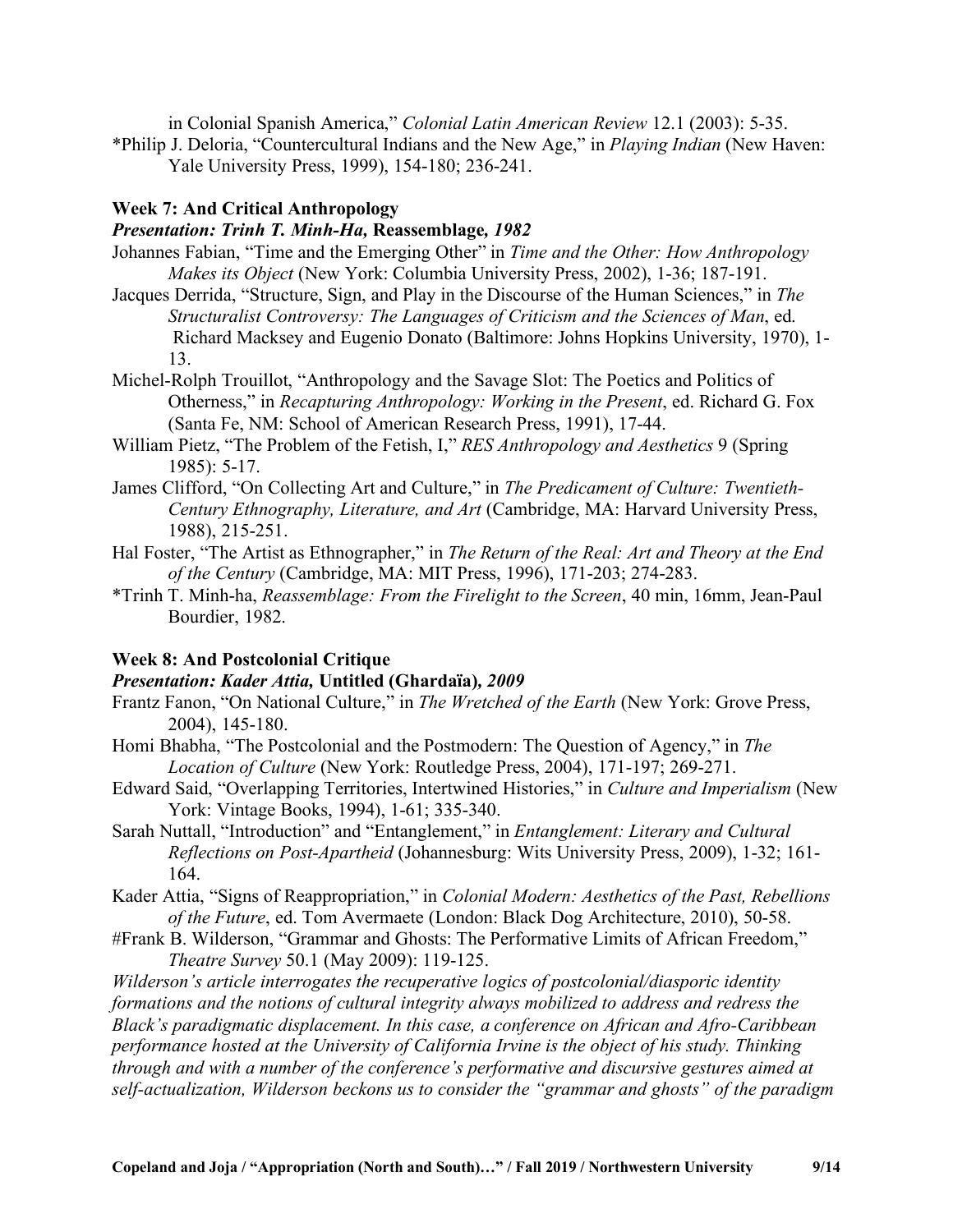in Colonial Spanish America," *Colonial Latin American Review* 12.1 (2003): 5-35.

*Philip J. Deloria, "Countercultural Indians and the New Age," in *Playing Indian* (New Haven: Yale University Press, 1999), 154-180; 236-241.

### Week 7: And Critical Anthropology

***Presentation: Trinh T. Minh-Ha,* Reassemblage*, 1982***

Johannes Fabian, "Time and the Emerging Other" in *Time and the Other: How Anthropology Makes its Object* (New York: Columbia University Press, 2002), 1-36; 187-191.

Jacques Derrida, "Structure, Sign, and Play in the Discourse of the Human Sciences," in *The Structuralist Controversy: The Languages of Criticism and the Sciences of Man*, ed. Richard Macksey and Eugenio Donato (Baltimore: Johns Hopkins University, 1970), 1-13.

Michel-Rolph Trouillot, "Anthropology and the Savage Slot: The Poetics and Politics of Otherness," in *Recapturing Anthropology: Working in the Present*, ed. Richard G. Fox (Santa Fe, NM: School of American Research Press, 1991), 17-44.

William Pietz, "The Problem of the Fetish, I," *RES Anthropology and Aesthetics* 9 (Spring 1985): 5-17.

James Clifford, "On Collecting Art and Culture," in *The Predicament of Culture: Twentieth-Century Ethnography, Literature, and Art* (Cambridge, MA: Harvard University Press, 1988), 215-251.

Hal Foster, "The Artist as Ethnographer," in *The Return of the Real: Art and Theory at the End of the Century* (Cambridge, MA: MIT Press, 1996), 171-203; 274-283.

*Trinh T. Minh-ha, *Reassemblage: From the Firelight to the Screen*, 40 min, 16mm, Jean-Paul Bourdier, 1982.

### Week 8: And Postcolonial Critique

***Presentation: Kader Attia,* Untitled (Ghardaïa)*, 2009***

Frantz Fanon, "On National Culture," in *The Wretched of the Earth* (New York: Grove Press, 2004), 145-180.

Homi Bhabha, "The Postcolonial and the Postmodern: The Question of Agency," in *The Location of Culture* (New York: Routledge Press, 2004), 171-197; 269-271.

Edward Said, "Overlapping Territories, Intertwined Histories," in *Culture and Imperialism* (New York: Vintage Books, 1994), 1-61; 335-340.

Sarah Nuttall, "Introduction" and "Entanglement," in *Entanglement: Literary and Cultural Reflections on Post-Apartheid* (Johannesburg: Wits University Press, 2009), 1-32; 161-164.

Kader Attia, "Signs of Reappropriation," in *Colonial Modern: Aesthetics of the Past, Rebellions of the Future*, ed. Tom Avermaete (London: Black Dog Architecture, 2010), 50-58.

#Frank B. Wilderson, "Grammar and Ghosts: The Performative Limits of African Freedom," *Theatre Survey* 50.1 (May 2009): 119-125.

*Wilderson's article interrogates the recuperative logics of postcolonial/diasporic identity formations and the notions of cultural integrity always mobilized to address and redress the Black's paradigmatic displacement. In this case, a conference on African and Afro-Caribbean performance hosted at the University of California Irvine is the object of his study. Thinking through and with a number of the conference's performative and discursive gestures aimed at self-actualization, Wilderson beckons us to consider the "grammar and ghosts" of the paradigm*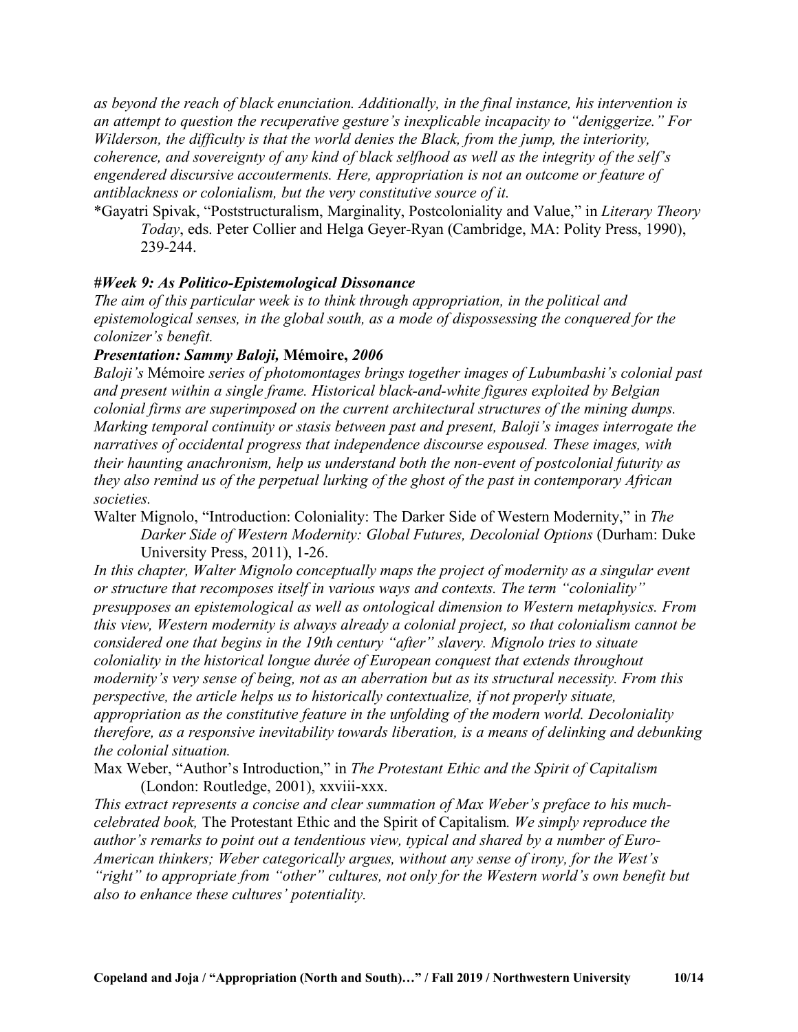*as beyond the reach of black enunciation. Additionally, in the final instance, his intervention is an attempt to question the recuperative gesture's inexplicable incapacity to "deniggerize." For Wilderson, the difficulty is that the world denies the Black, from the jump, the interiority, coherence, and sovereignty of any kind of black selfhood as well as the integrity of the self's engendered discursive accouterments. Here, appropriation is not an outcome or feature of antiblackness or colonialism, but the very constitutive source of it.*

*Gayatri Spivak, "Poststructuralism, Marginality, Postcoloniality and Value," in *Literary Theory Today*, eds. Peter Collier and Helga Geyer-Ryan (Cambridge, MA: Polity Press, 1990), 239-244.

#### #Week 9: As Politico-Epistemological Dissonance

*The aim of this particular week is to think through appropriation, in the political and epistemological senses, in the global south, as a mode of dispossessing the conquered for the colonizer's benefit.*

***Presentation: Sammy Baloji,* Mémoire, *2006***

*Baloji's* Mémoire *series of photomontages brings together images of Lubumbashi's colonial past and present within a single frame. Historical black-and-white figures exploited by Belgian colonial firms are superimposed on the current architectural structures of the mining dumps. Marking temporal continuity or stasis between past and present, Baloji's images interrogate the narratives of occidental progress that independence discourse espoused. These images, with their haunting anachronism, help us understand both the non-event of postcolonial futurity as they also remind us of the perpetual lurking of the ghost of the past in contemporary African societies.*

Walter Mignolo, "Introduction: Coloniality: The Darker Side of Western Modernity," in *The Darker Side of Western Modernity: Global Futures, Decolonial Options* (Durham: Duke University Press, 2011), 1-26.

*In this chapter, Walter Mignolo conceptually maps the project of modernity as a singular event or structure that recomposes itself in various ways and contexts. The term "coloniality" presupposes an epistemological as well as ontological dimension to Western metaphysics. From this view, Western modernity is always already a colonial project, so that colonialism cannot be considered one that begins in the 19th century "after" slavery. Mignolo tries to situate coloniality in the historical longue durée of European conquest that extends throughout modernity's very sense of being, not as an aberration but as its structural necessity. From this perspective, the article helps us to historically contextualize, if not properly situate, appropriation as the constitutive feature in the unfolding of the modern world. Decoloniality therefore, as a responsive inevitability towards liberation, is a means of delinking and debunking the colonial situation.*

Max Weber, "Author's Introduction," in *The Protestant Ethic and the Spirit of Capitalism* (London: Routledge, 2001), xxviii-xxx.

*This extract represents a concise and clear summation of Max Weber's preface to his much-celebrated book,* The Protestant Ethic and the Spirit of Capitalism*. We simply reproduce the author's remarks to point out a tendentious view, typical and shared by a number of Euro-American thinkers; Weber categorically argues, without any sense of irony, for the West's "right" to appropriate from "other" cultures, not only for the Western world's own benefit but also to enhance these cultures' potentiality.*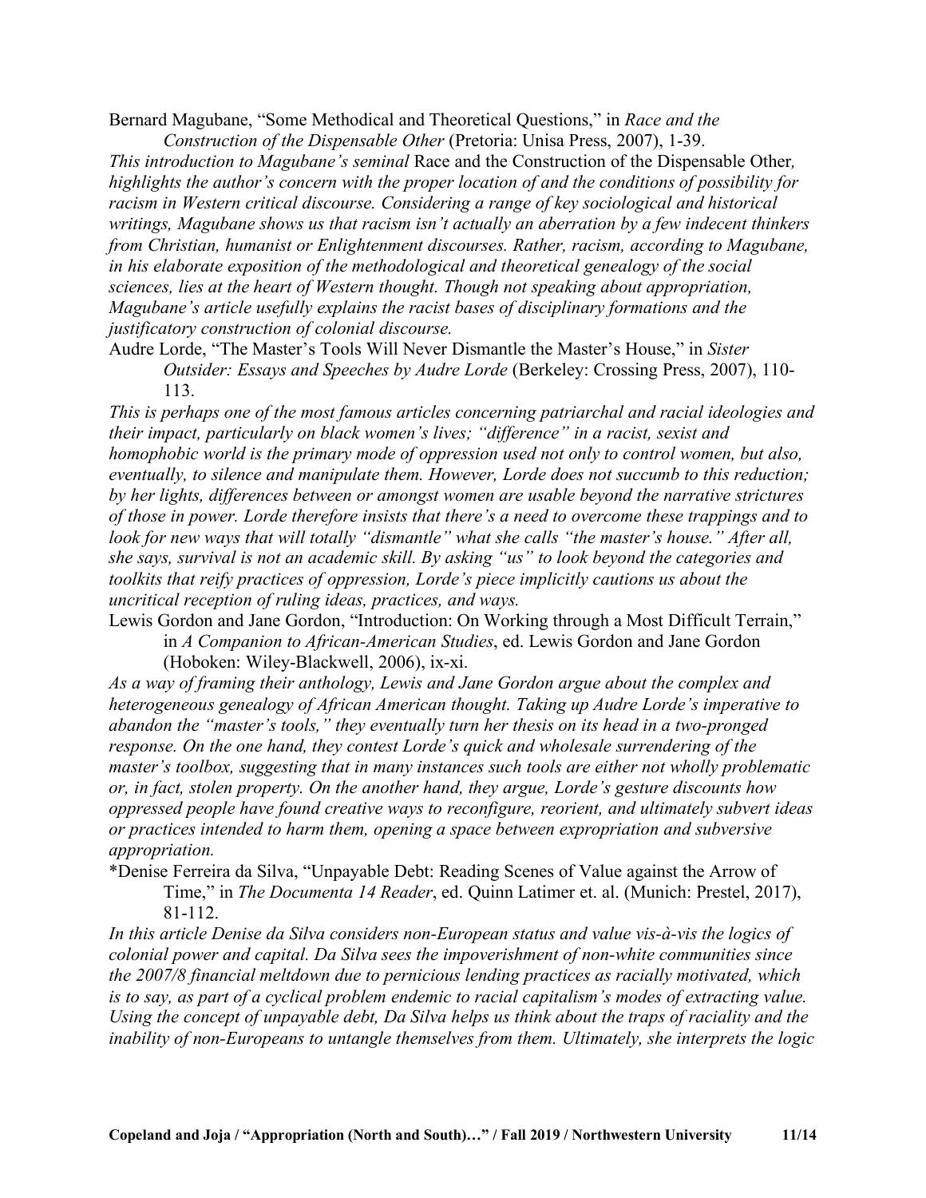Bernard Magubane, "Some Methodical and Theoretical Questions," in *Race and the Construction of the Dispensable Other* (Pretoria: Unisa Press, 2007), 1-39.

*This introduction to Magubane's seminal* Race and the Construction of the Dispensable Other*, highlights the author's concern with the proper location of and the conditions of possibility for racism in Western critical discourse. Considering a range of key sociological and historical writings, Magubane shows us that racism isn't actually an aberration by a few indecent thinkers from Christian, humanist or Enlightenment discourses. Rather, racism, according to Magubane, in his elaborate exposition of the methodological and theoretical genealogy of the social sciences, lies at the heart of Western thought. Though not speaking about appropriation, Magubane's article usefully explains the racist bases of disciplinary formations and the justificatory construction of colonial discourse.*

Audre Lorde, "The Master's Tools Will Never Dismantle the Master's House," in *Sister Outsider: Essays and Speeches by Audre Lorde* (Berkeley: Crossing Press, 2007), 110-113.

*This is perhaps one of the most famous articles concerning patriarchal and racial ideologies and their impact, particularly on black women's lives; "difference" in a racist, sexist and homophobic world is the primary mode of oppression used not only to control women, but also, eventually, to silence and manipulate them. However, Lorde does not succumb to this reduction; by her lights, differences between or amongst women are usable beyond the narrative strictures of those in power. Lorde therefore insists that there's a need to overcome these trappings and to look for new ways that will totally "dismantle" what she calls "the master's house." After all, she says, survival is not an academic skill. By asking "us" to look beyond the categories and toolkits that reify practices of oppression, Lorde's piece implicitly cautions us about the uncritical reception of ruling ideas, practices, and ways.*

Lewis Gordon and Jane Gordon, "Introduction: On Working through a Most Difficult Terrain," in *A Companion to African-American Studies*, ed. Lewis Gordon and Jane Gordon (Hoboken: Wiley-Blackwell, 2006), ix-xi.

*As a way of framing their anthology, Lewis and Jane Gordon argue about the complex and heterogeneous genealogy of African American thought. Taking up Audre Lorde's imperative to abandon the "master's tools," they eventually turn her thesis on its head in a two-pronged response. On the one hand, they contest Lorde's quick and wholesale surrendering of the master's toolbox, suggesting that in many instances such tools are either not wholly problematic or, in fact, stolen property. On the another hand, they argue, Lorde's gesture discounts how oppressed people have found creative ways to reconfigure, reorient, and ultimately subvert ideas or practices intended to harm them, opening a space between expropriation and subversive appropriation.*

*Denise Ferreira da Silva, "Unpayable Debt: Reading Scenes of Value against the Arrow of Time," in *The Documenta 14 Reader*, ed. Quinn Latimer et. al. (Munich: Prestel, 2017), 81-112.

*In this article Denise da Silva considers non-European status and value vis-à-vis the logics of colonial power and capital. Da Silva sees the impoverishment of non-white communities since the 2007/8 financial meltdown due to pernicious lending practices as racially motivated, which is to say, as part of a cyclical problem endemic to racial capitalism's modes of extracting value. Using the concept of unpayable debt, Da Silva helps us think about the traps of raciality and the inability of non-Europeans to untangle themselves from them. Ultimately, she interprets the logic*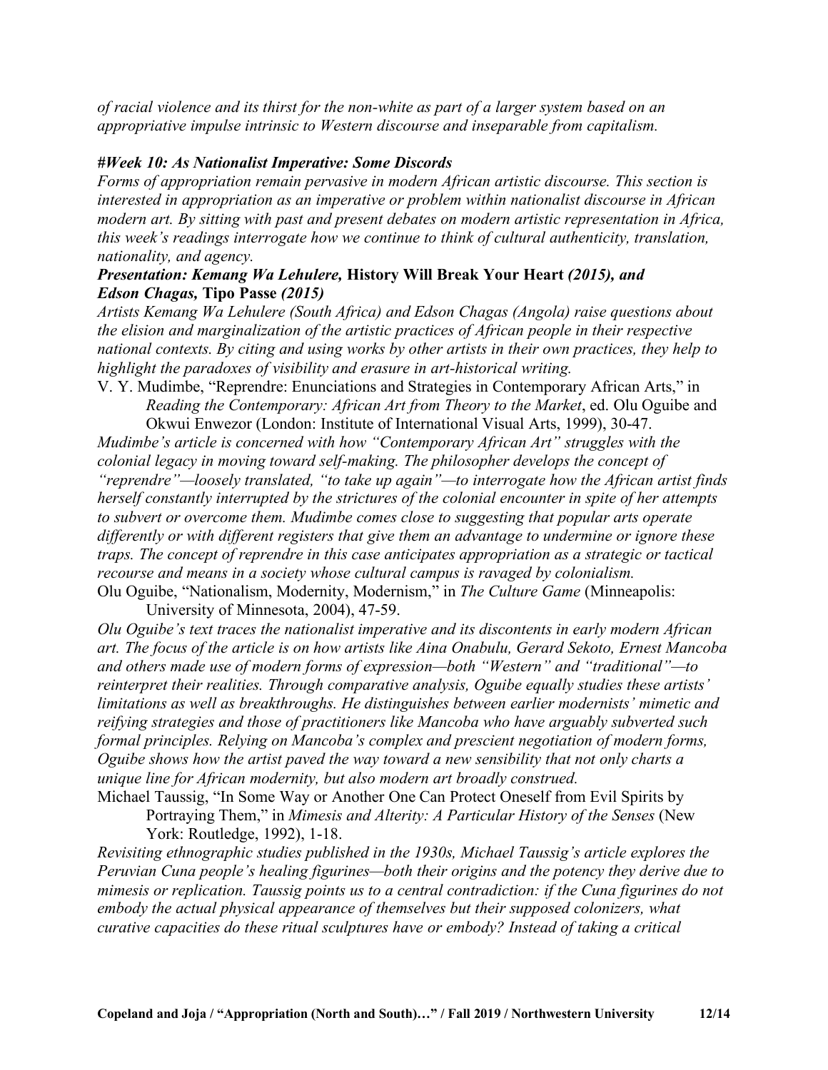*of racial violence and its thirst for the non-white as part of a larger system based on an appropriative impulse intrinsic to Western discourse and inseparable from capitalism.*

***#Week 10: As Nationalist Imperative: Some Discords***

*Forms of appropriation remain pervasive in modern African artistic discourse. This section is interested in appropriation as an imperative or problem within nationalist discourse in African modern art. By sitting with past and present debates on modern artistic representation in Africa, this week's readings interrogate how we continue to think of cultural authenticity, translation, nationality, and agency.*

***Presentation: Kemang Wa Lehulere,* History Will Break Your Heart *(2015), and Edson Chagas,* Tipo Passe *(2015)***

*Artists Kemang Wa Lehulere (South Africa) and Edson Chagas (Angola) raise questions about the elision and marginalization of the artistic practices of African people in their respective national contexts. By citing and using works by other artists in their own practices, they help to highlight the paradoxes of visibility and erasure in art-historical writing.*

V. Y. Mudimbe, "Reprendre: Enunciations and Strategies in Contemporary African Arts," in *Reading the Contemporary: African Art from Theory to the Market*, ed. Olu Oguibe and Okwui Enwezor (London: Institute of International Visual Arts, 1999), 30-47.

*Mudimbe's article is concerned with how "Contemporary African Art" struggles with the colonial legacy in moving toward self-making. The philosopher develops the concept of "reprendre"—loosely translated, "to take up again"—to interrogate how the African artist finds herself constantly interrupted by the strictures of the colonial encounter in spite of her attempts to subvert or overcome them. Mudimbe comes close to suggesting that popular arts operate differently or with different registers that give them an advantage to undermine or ignore these traps. The concept of reprendre in this case anticipates appropriation as a strategic or tactical recourse and means in a society whose cultural campus is ravaged by colonialism.*

Olu Oguibe, "Nationalism, Modernity, Modernism," in *The Culture Game* (Minneapolis: University of Minnesota, 2004), 47-59.

*Olu Oguibe's text traces the nationalist imperative and its discontents in early modern African art. The focus of the article is on how artists like Aina Onabulu, Gerard Sekoto, Ernest Mancoba and others made use of modern forms of expression—both "Western" and "traditional"—to reinterpret their realities. Through comparative analysis, Oguibe equally studies these artists' limitations as well as breakthroughs. He distinguishes between earlier modernists' mimetic and reifying strategies and those of practitioners like Mancoba who have arguably subverted such formal principles. Relying on Mancoba's complex and prescient negotiation of modern forms, Oguibe shows how the artist paved the way toward a new sensibility that not only charts a unique line for African modernity, but also modern art broadly construed.*

Michael Taussig, "In Some Way or Another One Can Protect Oneself from Evil Spirits by Portraying Them," in *Mimesis and Alterity: A Particular History of the Senses* (New York: Routledge, 1992), 1-18.

*Revisiting ethnographic studies published in the 1930s, Michael Taussig's article explores the Peruvian Cuna people's healing figurines—both their origins and the potency they derive due to mimesis or replication. Taussig points us to a central contradiction: if the Cuna figurines do not embody the actual physical appearance of themselves but their supposed colonizers, what curative capacities do these ritual sculptures have or embody? Instead of taking a critical*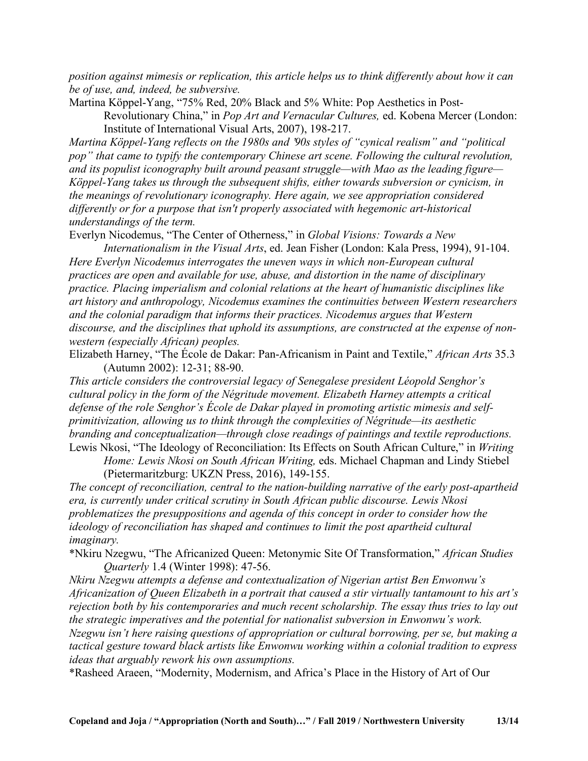*position against mimesis or replication, this article helps us to think differently about how it can be of use, and, indeed, be subversive.*

Martina Köppel-Yang, "75% Red, 20% Black and 5% White: Pop Aesthetics in Post-Revolutionary China," in *Pop Art and Vernacular Cultures,* ed. Kobena Mercer (London: Institute of International Visual Arts, 2007), 198-217.

*Martina Köppel-Yang reflects on the 1980s and '90s styles of "cynical realism" and "political pop" that came to typify the contemporary Chinese art scene. Following the cultural revolution, and its populist iconography built around peasant struggle—with Mao as the leading figure—Köppel-Yang takes us through the subsequent shifts, either towards subversion or cynicism, in the meanings of revolutionary iconography. Here again, we see appropriation considered differently or for a purpose that isn't properly associated with hegemonic art-historical understandings of the term.*

Everlyn Nicodemus, "The Center of Otherness," in *Global Visions: Towards a New Internationalism in the Visual Arts*, ed. Jean Fisher (London: Kala Press, 1994), 91-104.

*Here Everlyn Nicodemus interrogates the uneven ways in which non-European cultural practices are open and available for use, abuse, and distortion in the name of disciplinary practice. Placing imperialism and colonial relations at the heart of humanistic disciplines like art history and anthropology, Nicodemus examines the continuities between Western researchers and the colonial paradigm that informs their practices. Nicodemus argues that Western discourse, and the disciplines that uphold its assumptions, are constructed at the expense of non-western (especially African) peoples.*

Elizabeth Harney, "The École de Dakar: Pan-Africanism in Paint and Textile," *African Arts* 35.3 (Autumn 2002): 12-31; 88-90.

*This article considers the controversial legacy of Senegalese president Léopold Senghor's cultural policy in the form of the Négritude movement. Elizabeth Harney attempts a critical defense of the role Senghor's École de Dakar played in promoting artistic mimesis and self-primitivization, allowing us to think through the complexities of Négritude—its aesthetic branding and conceptualization—through close readings of paintings and textile reproductions.*

Lewis Nkosi, "The Ideology of Reconciliation: Its Effects on South African Culture," in *Writing Home: Lewis Nkosi on South African Writing,* eds. Michael Chapman and Lindy Stiebel (Pietermaritzburg: UKZN Press, 2016), 149-155.

*The concept of reconciliation, central to the nation-building narrative of the early post-apartheid era, is currently under critical scrutiny in South African public discourse. Lewis Nkosi problematizes the presuppositions and agenda of this concept in order to consider how the ideology of reconciliation has shaped and continues to limit the post apartheid cultural imaginary.*

*Nkiru Nzegwu, "The Africanized Queen: Metonymic Site Of Transformation," *African Studies Quarterly* 1.4 (Winter 1998): 47-56.

*Nkiru Nzegwu attempts a defense and contextualization of Nigerian artist Ben Enwonwu's Africanization of Queen Elizabeth in a portrait that caused a stir virtually tantamount to his art's rejection both by his contemporaries and much recent scholarship. The essay thus tries to lay out the strategic imperatives and the potential for nationalist subversion in Enwonwu's work. Nzegwu isn't here raising questions of appropriation or cultural borrowing, per se, but making a tactical gesture toward black artists like Enwonwu working within a colonial tradition to express ideas that arguably rework his own assumptions.*

*Rasheed Araeen, "Modernity, Modernism, and Africa's Place in the History of Art of Our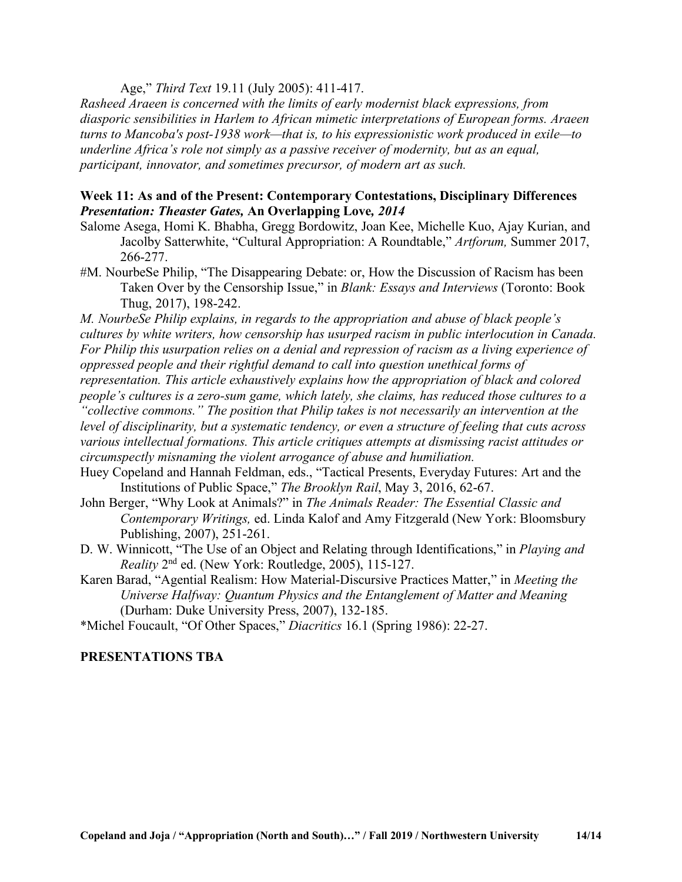Age," *Third Text* 19.11 (July 2005): 411-417.

*Rasheed Araeen is concerned with the limits of early modernist black expressions, from diasporic sensibilities in Harlem to African mimetic interpretations of European forms. Araeen turns to Mancoba's post-1938 work—that is, to his expressionistic work produced in exile—to underline Africa's role not simply as a passive receiver of modernity, but as an equal, participant, innovator, and sometimes precursor, of modern art as such.*

**Week 11: As and of the Present: Contemporary Contestations, Disciplinary Differences**
***Presentation: Theaster Gates,* An Overlapping Love*, 2014***

Salome Asega, Homi K. Bhabha, Gregg Bordowitz, Joan Kee, Michelle Kuo, Ajay Kurian, and Jacolby Satterwhite, "Cultural Appropriation: A Roundtable," *Artforum,* Summer 2017, 266-277.

#M. NourbeSe Philip, "The Disappearing Debate: or, How the Discussion of Racism has been Taken Over by the Censorship Issue," in *Blank: Essays and Interviews* (Toronto: Book Thug, 2017), 198-242.

*M. NourbeSe Philip explains, in regards to the appropriation and abuse of black people's cultures by white writers, how censorship has usurped racism in public interlocution in Canada. For Philip this usurpation relies on a denial and repression of racism as a living experience of oppressed people and their rightful demand to call into question unethical forms of representation. This article exhaustively explains how the appropriation of black and colored people's cultures is a zero-sum game, which lately, she claims, has reduced those cultures to a "collective commons." The position that Philip takes is not necessarily an intervention at the level of disciplinarity, but a systematic tendency, or even a structure of feeling that cuts across various intellectual formations. This article critiques attempts at dismissing racist attitudes or circumspectly misnaming the violent arrogance of abuse and humiliation.*

Huey Copeland and Hannah Feldman, eds., "Tactical Presents, Everyday Futures: Art and the Institutions of Public Space," *The Brooklyn Rail*, May 3, 2016, 62-67.

John Berger, "Why Look at Animals?" in *The Animals Reader: The Essential Classic and Contemporary Writings,* ed. Linda Kalof and Amy Fitzgerald (New York: Bloomsbury Publishing, 2007), 251-261.

D. W. Winnicott, "The Use of an Object and Relating through Identifications," in *Playing and Reality* 2nd ed. (New York: Routledge, 2005), 115-127.

Karen Barad, "Agential Realism: How Material-Discursive Practices Matter," in *Meeting the Universe Halfway: Quantum Physics and the Entanglement of Matter and Meaning* (Durham: Duke University Press, 2007), 132-185.

*Michel Foucault, "Of Other Spaces," *Diacritics* 16.1 (Spring 1986): 22-27.

**PRESENTATIONS TBA**